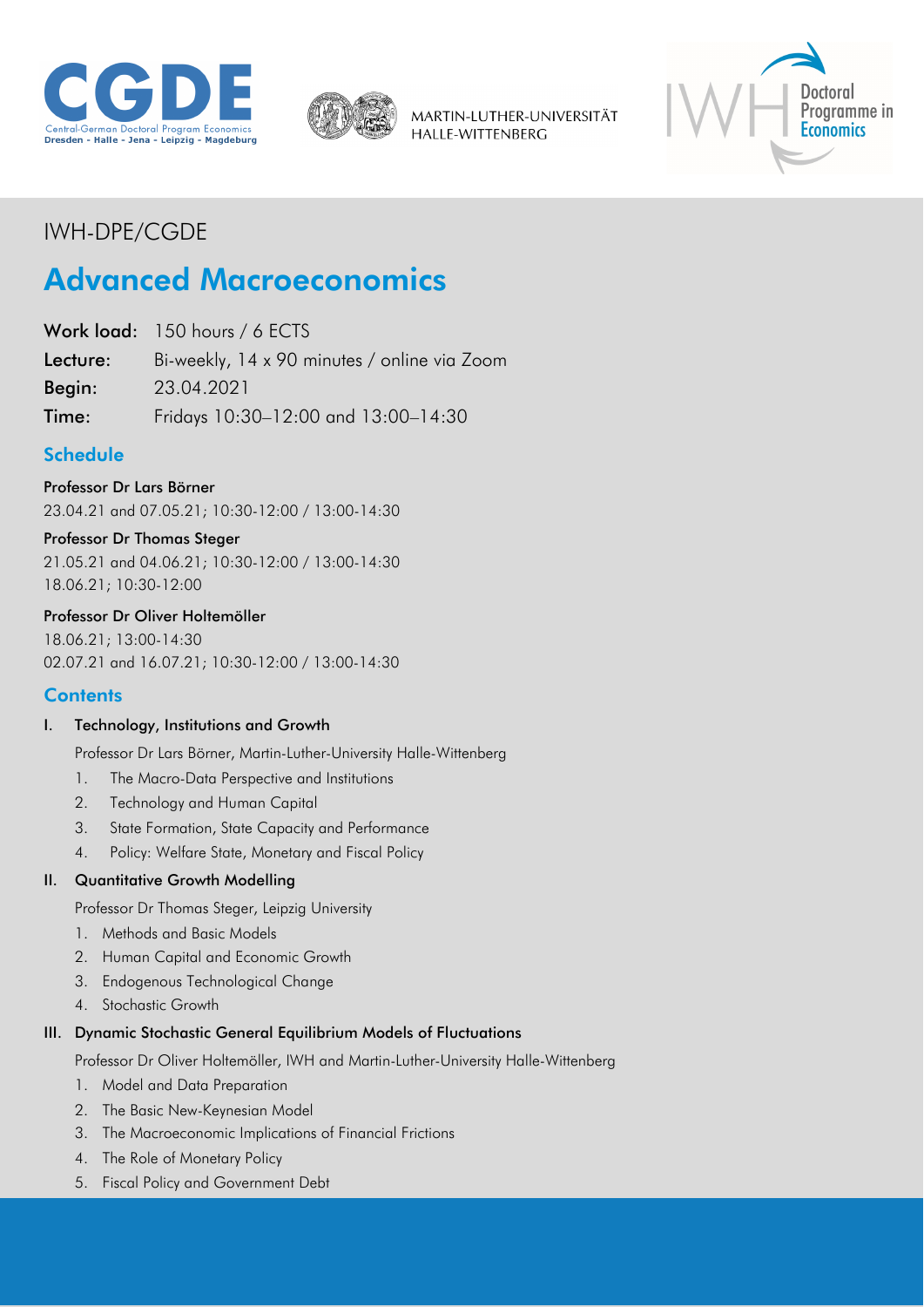IWH-DPE/CGDE

# Advanced Macroeconomics

**Work load:** 150 hours / 6 ECTS
**Lecture:** Bi-weekly, 14 x 90 minutes / online via Zoom
**Begin:** 23.04.2021
**Time:** Fridays 10:30–12:00 and 13:00–14:30

## Schedule

**Professor Dr Lars Börner**
23.04.21 and 07.05.21; 10:30-12:00 / 13:00-14:30

**Professor Dr Thomas Steger**
21.05.21 and 04.06.21; 10:30-12:00 / 13:00-14:30
18.06.21; 10:30-12:00

**Professor Dr Oliver Holtemöller**
18.06.21; 13:00-14:30
02.07.21 and 16.07.21; 10:30-12:00 / 13:00-14:30

## Contents

### I. Technology, Institutions and Growth

Professor Dr Lars Börner, Martin-Luther-University Halle-Wittenberg

1. The Macro-Data Perspective and Institutions
2. Technology and Human Capital
3. State Formation, State Capacity and Performance
4. Policy: Welfare State, Monetary and Fiscal Policy

### II. Quantitative Growth Modelling

Professor Dr Thomas Steger, Leipzig University

1. Methods and Basic Models
2. Human Capital and Economic Growth
3. Endogenous Technological Change
4. Stochastic Growth

### III. Dynamic Stochastic General Equilibrium Models of Fluctuations

Professor Dr Oliver Holtemöller, IWH and Martin-Luther-University Halle-Wittenberg

1. Model and Data Preparation
2. The Basic New-Keynesian Model
3. The Macroeconomic Implications of Financial Frictions
4. The Role of Monetary Policy
5. Fiscal Policy and Government Debt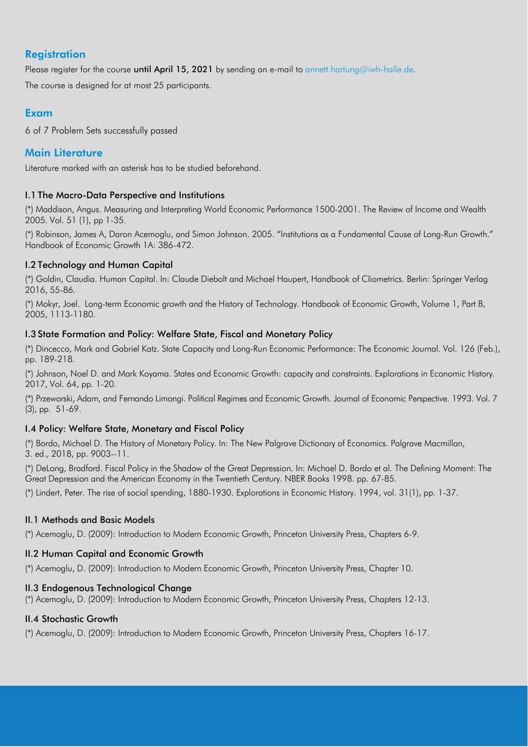## Registration

Please register for the course **until April 15, 2021** by sending an e-mail to annett.hartung@iwh-halle.de.

The course is designed for at most 25 participants.

## Exam

6 of 7 Problem Sets successfully passed

## Main Literature

Literature marked with an asterisk has to be studied beforehand.

### I.1 The Macro-Data Perspective and Institutions

(*) Maddison, Angus. Measuring and Interpreting World Economic Performance 1500-2001. The Review of Income and Wealth 2005. Vol. 51 (1), pp 1-35.

(*) Robinson, James A, Daron Acemoglu, and Simon Johnson. 2005. "Institutions as a Fundamental Cause of Long-Run Growth." Handbook of Economic Growth 1A: 386-472.

### I.2 Technology and Human Capital

(*) Goldin, Claudia. Human Capital. In: Claude Diebolt and Michael Haupert, Handbook of Cliometrics. Berlin: Springer Verlag 2016, 55-86.

(*) Mokyr, Joel. Long-term Economic growth and the History of Technology. Handbook of Economic Growth, Volume 1, Part B, 2005, 1113-1180.

### I.3 State Formation and Policy: Welfare State, Fiscal and Monetary Policy

(*) Dincecco, Mark and Gabriel Katz. State Capacity and Long-Run Economic Performance: The Economic Journal. Vol. 126 (Feb.), pp. 189-218.

(*) Johnson, Noel D. and Mark Koyama. States and Economic Growth: capacity and constraints. Explorations in Economic History. 2017, Vol. 64, pp. 1-20.

(*) Przeworski, Adam, and Fernando Limongi. Political Regimes and Economic Growth. Journal of Economic Perspective. 1993. Vol. 7 (3), pp. 51-69.

### I.4 Policy: Welfare State, Monetary and Fiscal Policy

(*) Bordo, Michael D. The History of Monetary Policy. In: The New Palgrave Dictionary of Economics. Palgrave Macmillan, 3. ed., 2018, pp. 9003--11.

(*) DeLong, Bradford. Fiscal Policy in the Shadow of the Great Depression. In: Michael D. Bordo et al. The Defining Moment: The Great Depression and the American Economy in the Twentieth Century. NBER Books 1998. pp. 67-85.

(*) Lindert, Peter. The rise of social spending, 1880-1930. Explorations in Economic History. 1994, vol. 31(1), pp. 1-37.

### II.1 Methods and Basic Models

(*) Acemoglu, D. (2009): Introduction to Modern Economic Growth, Princeton University Press, Chapters 6-9.

### II.2 Human Capital and Economic Growth

(*) Acemoglu, D. (2009): Introduction to Modern Economic Growth, Princeton University Press, Chapter 10.

### II.3 Endogenous Technological Change

(*) Acemoglu, D. (2009): Introduction to Modern Economic Growth, Princeton University Press, Chapters 12-13.

### II.4 Stochastic Growth

(*) Acemoglu, D. (2009): Introduction to Modern Economic Growth, Princeton University Press, Chapters 16-17.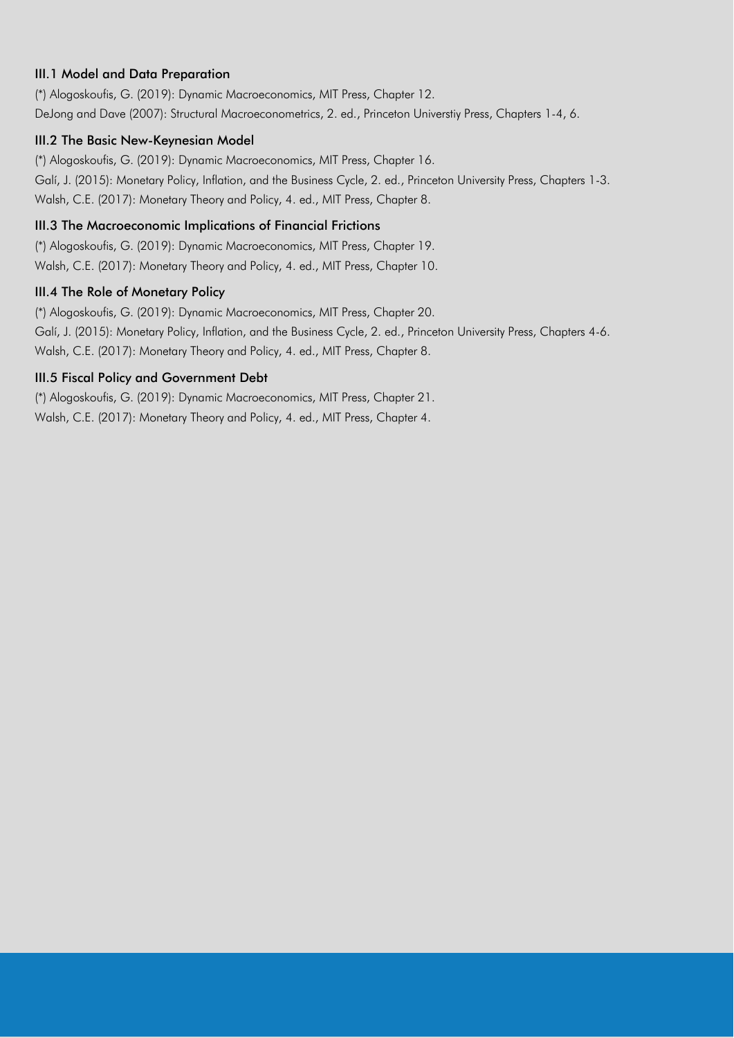### III.1 Model and Data Preparation

(*) Alogoskoufis, G. (2019): Dynamic Macroeconomics, MIT Press, Chapter 12.
DeJong and Dave (2007): Structural Macroeconometrics, 2. ed., Princeton Universtiy Press, Chapters 1-4, 6.

### III.2 The Basic New-Keynesian Model

(*) Alogoskoufis, G. (2019): Dynamic Macroeconomics, MIT Press, Chapter 16.
Galí, J. (2015): Monetary Policy, Inflation, and the Business Cycle, 2. ed., Princeton University Press, Chapters 1-3.
Walsh, C.E. (2017): Monetary Theory and Policy, 4. ed., MIT Press, Chapter 8.

### III.3 The Macroeconomic Implications of Financial Frictions

(*) Alogoskoufis, G. (2019): Dynamic Macroeconomics, MIT Press, Chapter 19.
Walsh, C.E. (2017): Monetary Theory and Policy, 4. ed., MIT Press, Chapter 10.

### III.4 The Role of Monetary Policy

(*) Alogoskoufis, G. (2019): Dynamic Macroeconomics, MIT Press, Chapter 20.
Galí, J. (2015): Monetary Policy, Inflation, and the Business Cycle, 2. ed., Princeton University Press, Chapters 4-6.
Walsh, C.E. (2017): Monetary Theory and Policy, 4. ed., MIT Press, Chapter 8.

### III.5 Fiscal Policy and Government Debt

(*) Alogoskoufis, G. (2019): Dynamic Macroeconomics, MIT Press, Chapter 21.
Walsh, C.E. (2017): Monetary Theory and Policy, 4. ed., MIT Press, Chapter 4.